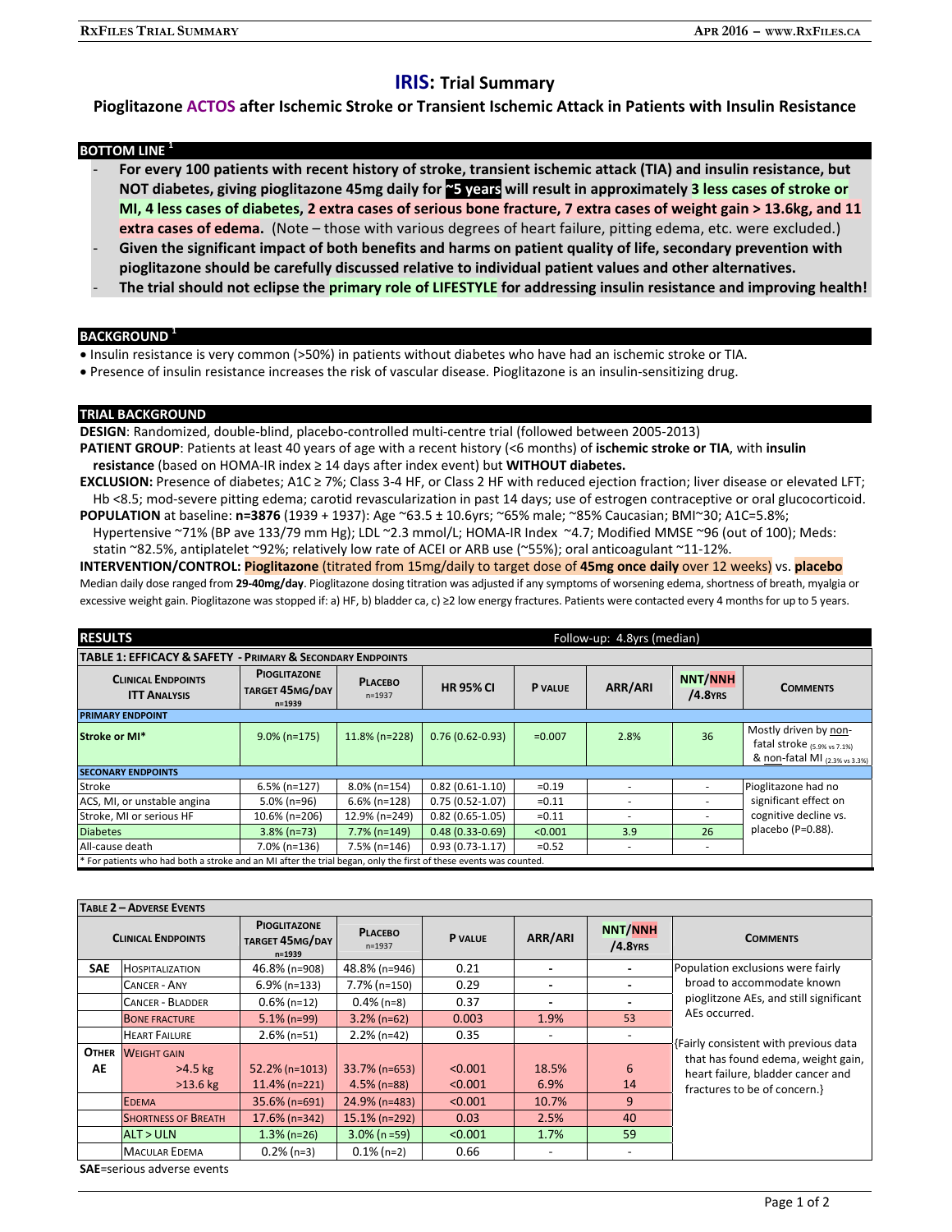# IRIS: Trial Summary

## Pioglitazone ACTOS after Ischemic Stroke or Transient Ischemic Attack in Patients with Insulin Resistance

### BOTTOM LINE [1]

- **For every 100 patients with recent history of stroke, transient ischemic attack (TIA) and insulin resistance, but NOT diabetes, giving pioglitazone 45mg daily for ~5 years will result in approximately 3 less cases of stroke or MI, 4 less cases of diabetes, 2 extra cases of serious bone fracture, 7 extra cases of weight gain > 13.6kg, and 11 extra cases of edema.** (Note – those with various degrees of heart failure, pitting edema, etc. were excluded.)
- **Given the significant impact of both benefits and harms on patient quality of life, secondary prevention with pioglitazone should be carefully discussed relative to individual patient values and other alternatives.**
- **The trial should not eclipse the primary role of LIFESTYLE for addressing insulin resistance and improving health!**

### BACKGROUND [1]

- Insulin resistance is very common (>50%) in patients without diabetes who have had an ischemic stroke or TIA.
- Presence of insulin resistance increases the risk of vascular disease. Pioglitazone is an insulin-sensitizing drug.

### TRIAL BACKGROUND

**DESIGN**: Randomized, double-blind, placebo-controlled multi-centre trial (followed between 2005-2013)

**PATIENT GROUP**: Patients at least 40 years of age with a recent history (<6 months) of **ischemic stroke or TIA**, with **insulin resistance** (based on HOMA-IR index ≥ 14 days after index event) but **WITHOUT diabetes.**

**EXCLUSION:** Presence of diabetes; A1C ≥ 7%; Class 3-4 HF, or Class 2 HF with reduced ejection fraction; liver disease or elevated LFT; Hb <8.5; mod-severe pitting edema; carotid revascularization in past 14 days; use of estrogen contraceptive or oral glucocorticoid.

**POPULATION** at baseline: **n=3876** (1939 + 1937): Age ~63.5 ± 10.6yrs; ~65% male; ~85% Caucasian; BMI~30; A1C=5.8%; Hypertensive ~71% (BP ave 133/79 mm Hg); LDL ~2.3 mmol/L; HOMA-IR Index ~4.7; Modified MMSE ~96 (out of 100); Meds: statin ~82.5%, antiplatelet ~92%; relatively low rate of ACEI or ARB use (~55%); oral anticoagulant ~11-12%.

**INTERVENTION/CONTROL: Pioglitazone** (titrated from 15mg/daily to target dose of **45mg once daily** over 12 weeks) vs. **placebo**

Median daily dose ranged from **29-40mg/day**. Pioglitazone dosing titration was adjusted if any symptoms of worsening edema, shortness of breath, myalgia or excessive weight gain. Pioglitazone was stopped if: a) HF, b) bladder ca, c) ≥2 low energy fractures. Patients were contacted every 4 months for up to 5 years.

### RESULTS

Follow-up: 4.8yrs (median)

**TABLE 1: EFFICACY & SAFETY - PRIMARY & SECONDARY ENDPOINTS**

| Clinical Endpoints ITT Analysis | Pioglitazone target 45mg/day n=1939 | Placebo n=1937 | HR 95% CI | P value | ARR/ARI | NNT/NNH /4.8yrs | Comments |
|---|---|---|---|---|---|---|---|
| **PRIMARY ENDPOINT** | | | | | | | |
| **Stroke or MI*** | 9.0% (n=175) | 11.8% (n=228) | 0.76 (0.62-0.93) | =0.007 | 2.8% | 36 | Mostly driven by non-fatal stroke (5.9% vs 7.1%) & non-fatal MI (2.3% vs 3.3%) |
| **SECONARY ENDPOINTS** | | | | | | | |
| Stroke | 6.5% (n=127) | 8.0% (n=154) | 0.82 (0.61-1.10) | =0.19 | - | - | Pioglitazone had no significant effect on cognitive decline vs. placebo (P=0.88). |
| ACS, MI, or unstable angina | 5.0% (n=96) | 6.6% (n=128) | 0.75 (0.52-1.07) | =0.11 | - | - | |
| Stroke, MI or serious HF | 10.6% (n=206) | 12.9% (n=249) | 0.82 (0.65-1.05) | =0.11 | - | - | |
| Diabetes | 3.8% (n=73) | 7.7% (n=149) | 0.48 (0.33-0.69) | <0.001 | 3.9 | 26 | |
| All-cause death | 7.0% (n=136) | 7.5% (n=146) | 0.93 (0.73-1.17) | =0.52 | - | - | |

* For patients who had both a stroke and an MI after the trial began, only the first of these events was counted.

**TABLE 2 – ADVERSE EVENTS**

| | Clinical Endpoints | Pioglitazone target 45mg/day n=1939 | Placebo n=1937 | P value | ARR/ARI | NNT/NNH /4.8yrs | Comments |
|---|---|---|---|---|---|---|---|
| **SAE** | Hospitalization | 46.8% (n=908) | 48.8% (n=946) | 0.21 | - | - | Population exclusions were fairly broad to accommodate known pioglitzone AEs, and still significant AEs occurred. |
| | Cancer - Any | 6.9% (n=133) | 7.7% (n=150) | 0.29 | - | - | |
| | Cancer - Bladder | 0.6% (n=12) | 0.4% (n=8) | 0.37 | - | - | |
| | Bone fracture | 5.1% (n=99) | 3.2% (n=62) | 0.003 | 1.9% | 53 | |
| | Heart Failure | 2.6% (n=51) | 2.2% (n=42) | 0.35 | - | - | {Fairly consistent with previous data that has found edema, weight gain, heart failure, bladder cancer and fractures to be of concern.} |
| **Other AE** | Weight gain >4.5 kg | 52.2% (n=1013) | 33.7% (n=653) | <0.001 | 18.5% | 6 | |
| | Weight gain >13.6 kg | 11.4% (n=221) | 4.5% (n=88) | <0.001 | 6.9% | 14 | |
| | Edema | 35.6% (n=691) | 24.9% (n=483) | <0.001 | 10.7% | 9 | |
| | Shortness of Breath | 17.6% (n=342) | 15.1% (n=292) | 0.03 | 2.5% | 40 | |
| | ALT > ULN | 1.3% (n=26) | 3.0% (n =59) | <0.001 | 1.7% | 59 | |
| | Macular Edema | 0.2% (n=3) | 0.1% (n=2) | 0.66 | - | - | |

**SAE**=serious adverse events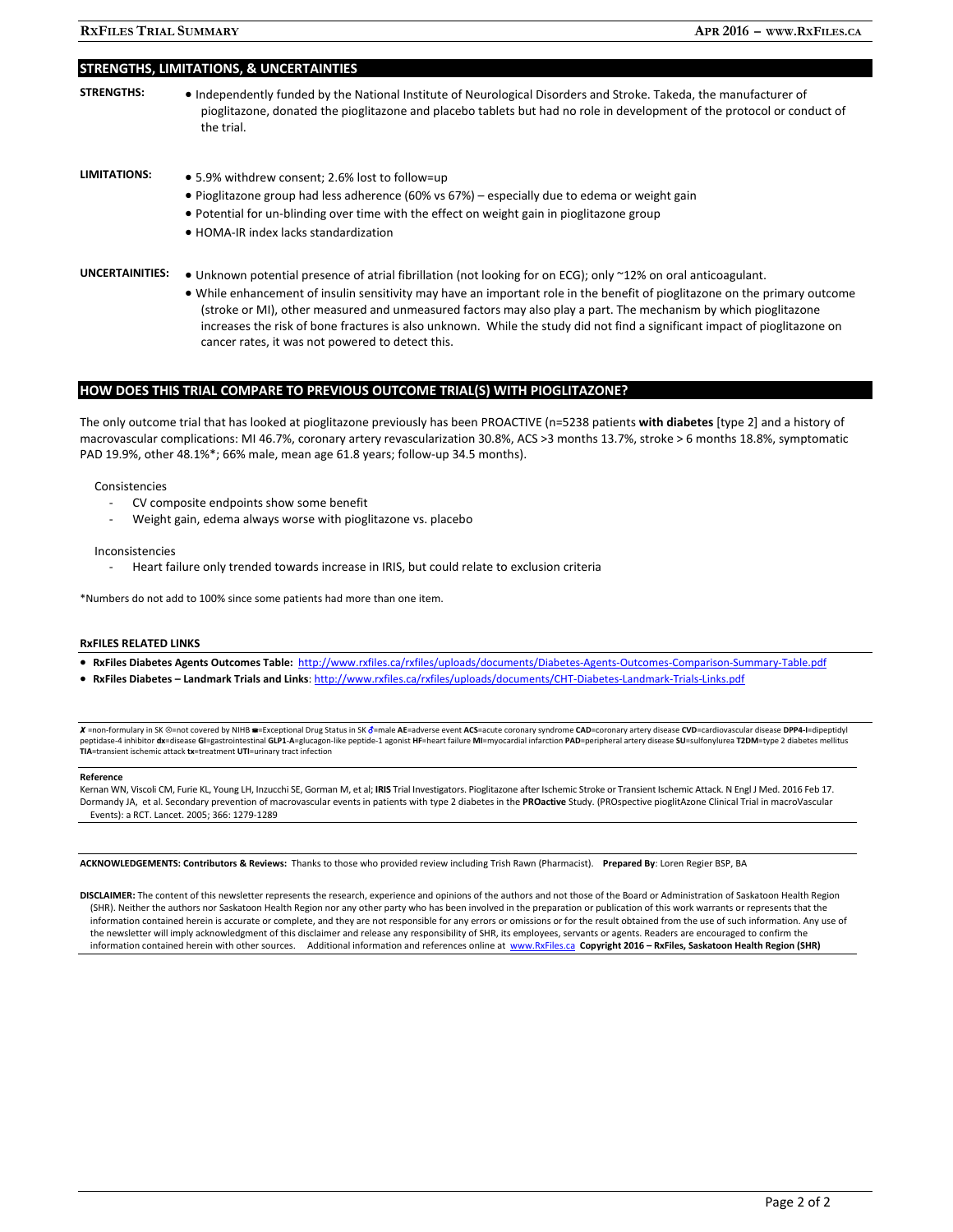## STRENGTHS, LIMITATIONS, & UNCERTAINTIES

**STRENGTHS:**

- Independently funded by the National Institute of Neurological Disorders and Stroke. Takeda, the manufacturer of pioglitazone, donated the pioglitazone and placebo tablets but had no role in development of the protocol or conduct of the trial.

**LIMITATIONS:**

- 5.9% withdrew consent; 2.6% lost to follow=up
- Pioglitazone group had less adherence (60% vs 67%) – especially due to edema or weight gain
- Potential for un-blinding over time with the effect on weight gain in pioglitazone group
- HOMA-IR index lacks standardization

**UNCERTAINITIES:**

- Unknown potential presence of atrial fibrillation (not looking for on ECG); only ~12% on oral anticoagulant.
- While enhancement of insulin sensitivity may have an important role in the benefit of pioglitazone on the primary outcome (stroke or MI), other measured and unmeasured factors may also play a part. The mechanism by which pioglitazone increases the risk of bone fractures is also unknown. While the study did not find a significant impact of pioglitazone on cancer rates, it was not powered to detect this.

## HOW DOES THIS TRIAL COMPARE TO PREVIOUS OUTCOME TRIAL(S) WITH PIOGLITAZONE?

The only outcome trial that has looked at pioglitazone previously has been PROACTIVE (n=5238 patients **with diabetes** [type 2] and a history of macrovascular complications: MI 46.7%, coronary artery revascularization 30.8%, ACS >3 months 13.7%, stroke > 6 months 18.8%, symptomatic PAD 19.9%, other 48.1%*; 66% male, mean age 61.8 years; follow-up 34.5 months).

Consistencies

- CV composite endpoints show some benefit
- Weight gain, edema always worse with pioglitazone vs. placebo

Inconsistencies

- Heart failure only trended towards increase in IRIS, but could relate to exclusion criteria

*Numbers do not add to 100% since some patients had more than one item.

#### RxFILES RELATED LINKS

- **RxFiles Diabetes Agents Outcomes Table:** http://www.rxfiles.ca/rxfiles/uploads/documents/Diabetes-Agents-Outcomes-Comparison-Summary-Table.pdf
- **RxFiles Diabetes – Landmark Trials and Links**: http://www.rxfiles.ca/rxfiles/uploads/documents/CHT-Diabetes-Landmark-Trials-Links.pdf

✗ =non-formulary in SK ⊗=not covered by NIHB ▬=Exceptional Drug Status in SK ♂=male **AE**=adverse event **ACS**=acute coronary syndrome **CAD**=coronary artery disease **CVD**=cardiovascular disease **DPP4-I**=dipeptidyl peptidase-4 inhibitor **dx**=disease **GI**=gastrointestinal **GLP1-A**=glucagon-like peptide-1 agonist **HF**=heart failure **MI**=myocardial infarction **PAD**=peripheral artery disease **SU**=sulfonylurea **T2DM**=type 2 diabetes mellitus **TIA**=transient ischemic attack **tx**=treatment **UTI**=urinary tract infection

**Reference**

Kernan WN, Viscoli CM, Furie KL, Young LH, Inzucchi SE, Gorman M, et al; **IRIS** Trial Investigators. Pioglitazone after Ischemic Stroke or Transient Ischemic Attack. N Engl J Med. 2016 Feb 17.
Dormandy JA, et al. Secondary prevention of macrovascular events in patients with type 2 diabetes in the **PROactive** Study. (PROspective pioglitAzone Clinical Trial in macroVascular Events): a RCT. Lancet. 2005; 366: 1279-1289

**ACKNOWLEDGEMENTS: Contributors & Reviews:** Thanks to those who provided review including Trish Rawn (Pharmacist). **Prepared By**: Loren Regier BSP, BA

**DISCLAIMER:** The content of this newsletter represents the research, experience and opinions of the authors and not those of the Board or Administration of Saskatoon Health Region (SHR). Neither the authors nor Saskatoon Health Region nor any other party who has been involved in the preparation or publication of this work warrants or represents that the information contained herein is accurate or complete, and they are not responsible for any errors or omissions or for the result obtained from the use of such information. Any use of the newsletter will imply acknowledgment of this disclaimer and release any responsibility of SHR, its employees, servants or agents. Readers are encouraged to confirm the information contained herein with other sources. Additional information and references online at www.RxFiles.ca **Copyright 2016 – RxFiles, Saskatoon Health Region (SHR)**